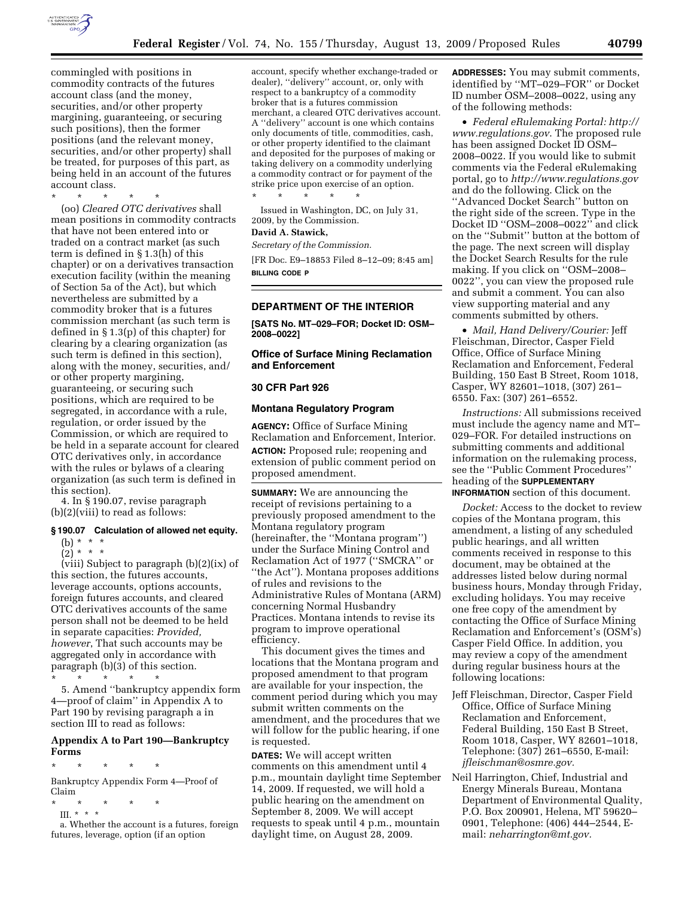commingled with positions in commodity contracts of the futures account class (and the money, securities, and/or other property margining, guaranteeing, or securing such positions), then the former positions (and the relevant money, securities, and/or other property) shall be treated, for purposes of this part, as being held in an account of the futures account class.

\* \* \* \* \*

(oo) *Cleared OTC derivatives* shall mean positions in commodity contracts that have not been entered into or traded on a contract market (as such term is defined in § 1.3(h) of this chapter) or on a derivatives transaction execution facility (within the meaning of Section 5a of the Act), but which nevertheless are submitted by a commodity broker that is a futures commission merchant (as such term is defined in § 1.3(p) of this chapter) for clearing by a clearing organization (as such term is defined in this section), along with the money, securities, and/or other property margining, guaranteeing, or securing such positions, which are required to be segregated, in accordance with a rule, regulation, or order issued by the Commission, or which are required to be held in a separate account for cleared OTC derivatives only, in accordance with the rules or bylaws of a clearing organization (as such term is defined in this section).

4. In § 190.07, revise paragraph (b)(2)(viii) to read as follows:

**§ 190.07 Calculation of allowed net equity.**

(b) \* \* \*

(2) \* \* \*

(viii) Subject to paragraph (b)(2)(ix) of this section, the futures accounts, leverage accounts, options accounts, foreign futures accounts, and cleared OTC derivatives accounts of the same person shall not be deemed to be held in separate capacities: *Provided, however*, That such accounts may be aggregated only in accordance with paragraph (b)(3) of this section.

\* \* \* \* \*

5. Amend "bankruptcy appendix form 4—proof of claim" in Appendix A to Part 190 by revising paragraph a in section III to read as follows:

**Appendix A to Part 190—Bankruptcy Forms**

\* \* \* \* \*

Bankruptcy Appendix Form 4—Proof of Claim

\* \* \* \* \*

III. \* \* \*

a. Whether the account is a futures, foreign futures, leverage, option (if an option account, specify whether exchange-traded or dealer), "delivery" account, or, only with respect to a bankruptcy of a commodity broker that is a futures commission merchant, a cleared OTC derivatives account. A "delivery" account is one which contains only documents of title, commodities, cash, or other property identified to the claimant and deposited for the purposes of making or taking delivery on a commodity underlying a commodity contract or for payment of the strike price upon exercise of an option.

\* \* \* \* \*

Issued in Washington, DC, on July 31, 2009, by the Commission.

**David A. Stawick,**

*Secretary of the Commission.*

[FR Doc. E9–18853 Filed 8–12–09; 8:45 am]

**BILLING CODE P**

## DEPARTMENT OF THE INTERIOR

**[SATS No. MT–029–FOR; Docket ID: OSM–2008–0022]**

### Office of Surface Mining Reclamation and Enforcement

### 30 CFR Part 926

### Montana Regulatory Program

**AGENCY:** Office of Surface Mining Reclamation and Enforcement, Interior.

**ACTION:** Proposed rule; reopening and extension of public comment period on proposed amendment.

**SUMMARY:** We are announcing the receipt of revisions pertaining to a previously proposed amendment to the Montana regulatory program (hereinafter, the "Montana program") under the Surface Mining Control and Reclamation Act of 1977 ("SMCRA" or "the Act"). Montana proposes additions of rules and revisions to the Administrative Rules of Montana (ARM) concerning Normal Husbandry Practices. Montana intends to revise its program to improve operational efficiency.

This document gives the times and locations that the Montana program and proposed amendment to that program are available for your inspection, the comment period during which you may submit written comments on the amendment, and the procedures that we will follow for the public hearing, if one is requested.

**DATES:** We will accept written comments on this amendment until 4 p.m., mountain daylight time September 14, 2009. If requested, we will hold a public hearing on the amendment on September 8, 2009. We will accept requests to speak until 4 p.m., mountain daylight time, on August 28, 2009.

**ADDRESSES:** You may submit comments, identified by "MT–029–FOR" or Docket ID number OSM–2008–0022, using any of the following methods:

- *Federal eRulemaking Portal: http://www.regulations.gov*. The proposed rule has been assigned Docket ID OSM–2008–0022. If you would like to submit comments via the Federal eRulemaking portal, go to *http://www.regulations.gov* and do the following. Click on the "Advanced Docket Search" button on the right side of the screen. Type in the Docket ID "OSM–2008–0022" and click on the "Submit" button at the bottom of the page. The next screen will display the Docket Search Results for the rule making. If you click on "OSM–2008–0022", you can view the proposed rule and submit a comment. You can also view supporting material and any comments submitted by others.
- *Mail, Hand Delivery/Courier:* Jeff Fleischman, Director, Casper Field Office, Office of Surface Mining Reclamation and Enforcement, Federal Building, 150 East B Street, Room 1018, Casper, WY 82601–1018, (307) 261–6550. Fax: (307) 261–6552.

*Instructions:* All submissions received must include the agency name and MT–029–FOR. For detailed instructions on submitting comments and additional information on the rulemaking process, see the "Public Comment Procedures" heading of the **SUPPLEMENTARY INFORMATION** section of this document.

*Docket:* Access to the docket to review copies of the Montana program, this amendment, a listing of any scheduled public hearings, and all written comments received in response to this document, may be obtained at the addresses listed below during normal business hours, Monday through Friday, excluding holidays. You may receive one free copy of the amendment by contacting the Office of Surface Mining Reclamation and Enforcement's (OSM's) Casper Field Office. In addition, you may review a copy of the amendment during regular business hours at the following locations:

Jeff Fleischman, Director, Casper Field Office, Office of Surface Mining Reclamation and Enforcement, Federal Building, 150 East B Street, Room 1018, Casper, WY 82601–1018, Telephone: (307) 261–6550, E-mail: *jfleischman@osmre.gov*.

Neil Harrington, Chief, Industrial and Energy Minerals Bureau, Montana Department of Environmental Quality, P.O. Box 200901, Helena, MT 59620–0901, Telephone: (406) 444–2544, E-mail: *neharrington@mt.gov*.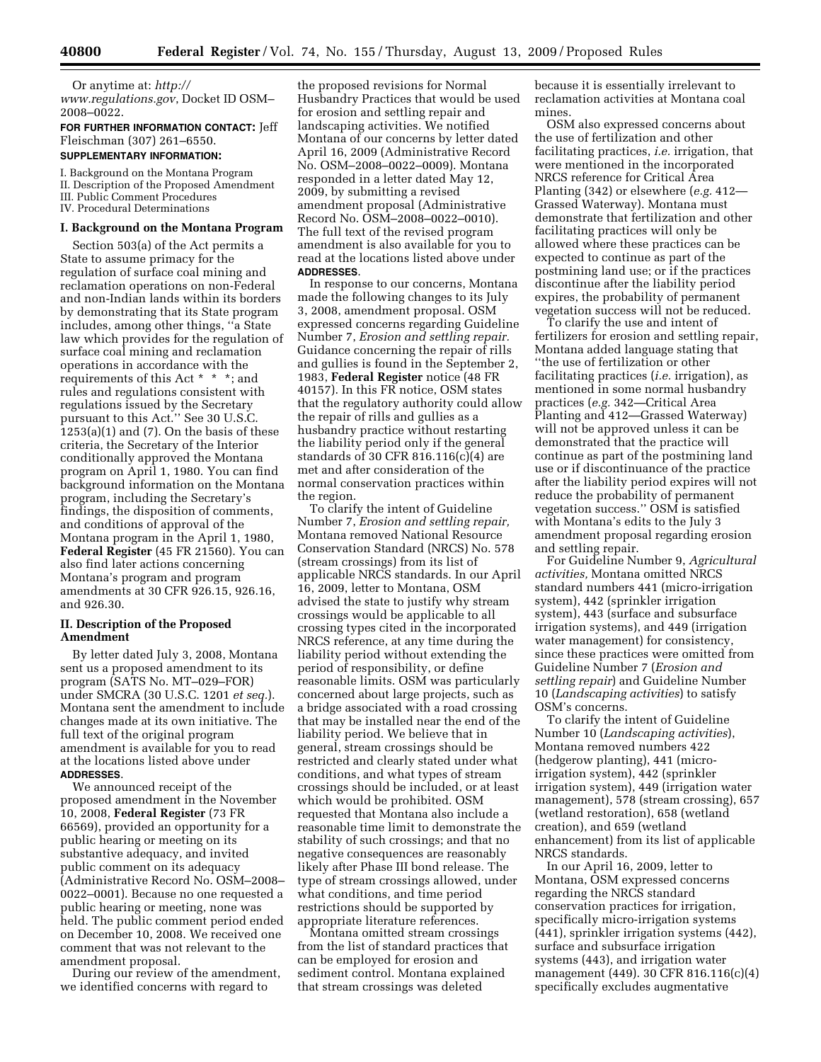Or anytime at: *http://www.regulations.gov*, Docket ID OSM–2008–0022.

**FOR FURTHER INFORMATION CONTACT:** Jeff Fleischman (307) 261–6550.

**SUPPLEMENTARY INFORMATION:**

I. Background on the Montana Program
II. Description of the Proposed Amendment
III. Public Comment Procedures
IV. Procedural Determinations

## I. Background on the Montana Program

Section 503(a) of the Act permits a State to assume primacy for the regulation of surface coal mining and reclamation operations on non-Federal and non-Indian lands within its borders by demonstrating that its State program includes, among other things, ''a State law which provides for the regulation of surface coal mining and reclamation operations in accordance with the requirements of this Act * * *; and rules and regulations consistent with regulations issued by the Secretary pursuant to this Act.'' See 30 U.S.C. 1253(a)(1) and (7). On the basis of these criteria, the Secretary of the Interior conditionally approved the Montana program on April 1, 1980. You can find background information on the Montana program, including the Secretary's findings, the disposition of comments, and conditions of approval of the Montana program in the April 1, 1980, **Federal Register** (45 FR 21560). You can also find later actions concerning Montana's program and program amendments at 30 CFR 926.15, 926.16, and 926.30.

## II. Description of the Proposed Amendment

By letter dated July 3, 2008, Montana sent us a proposed amendment to its program (SATS No. MT–029–FOR) under SMCRA (30 U.S.C. 1201 *et seq.*). Montana sent the amendment to include changes made at its own initiative. The full text of the original program amendment is available for you to read at the locations listed above under **ADDRESSES**.

We announced receipt of the proposed amendment in the November 10, 2008, **Federal Register** (73 FR 66569), provided an opportunity for a public hearing or meeting on its substantive adequacy, and invited public comment on its adequacy (Administrative Record No. OSM–2008–0022–0001). Because no one requested a public hearing or meeting, none was held. The public comment period ended on December 10, 2008. We received one comment that was not relevant to the amendment proposal.

During our review of the amendment, we identified concerns with regard to the proposed revisions for Normal Husbandry Practices that would be used for erosion and settling repair and landscaping activities. We notified Montana of our concerns by letter dated April 16, 2009 (Administrative Record No. OSM–2008–0022–0009). Montana responded in a letter dated May 12, 2009, by submitting a revised amendment proposal (Administrative Record No. OSM–2008–0022–0010). The full text of the revised program amendment is also available for you to read at the locations listed above under **ADDRESSES**.

In response to our concerns, Montana made the following changes to its July 3, 2008, amendment proposal. OSM expressed concerns regarding Guideline Number 7, *Erosion and settling repair.* Guidance concerning the repair of rills and gullies is found in the September 2, 1983, **Federal Register** notice (48 FR 40157). In this FR notice, OSM states that the regulatory authority could allow the repair of rills and gullies as a husbandry practice without restarting the liability period only if the general standards of 30 CFR 816.116(c)(4) are met and after consideration of the normal conservation practices within the region.

To clarify the intent of Guideline Number 7, *Erosion and settling repair,* Montana removed National Resource Conservation Standard (NRCS) No. 578 (stream crossings) from its list of applicable NRCS standards. In our April 16, 2009, letter to Montana, OSM advised the state to justify why stream crossings would be applicable to all crossing types cited in the incorporated NRCS reference, at any time during the liability period without extending the period of responsibility, or define reasonable limits. OSM was particularly concerned about large projects, such as a bridge associated with a road crossing that may be installed near the end of the liability period. We believe that in general, stream crossings should be restricted and clearly stated under what conditions, and what types of stream crossings should be included, or at least which would be prohibited. OSM requested that Montana also include a reasonable time limit to demonstrate the stability of such crossings; and that no negative consequences are reasonably likely after Phase III bond release. The type of stream crossings allowed, under what conditions, and time period restrictions should be supported by appropriate literature references.

Montana omitted stream crossings from the list of standard practices that can be employed for erosion and sediment control. Montana explained that stream crossings was deleted because it is essentially irrelevant to reclamation activities at Montana coal mines.

OSM also expressed concerns about the use of fertilization and other facilitating practices, *i.e.* irrigation, that were mentioned in the incorporated NRCS reference for Critical Area Planting (342) or elsewhere (*e.g.* 412—Grassed Waterway). Montana must demonstrate that fertilization and other facilitating practices will only be allowed where these practices can be expected to continue as part of the postmining land use; or if the practices discontinue after the liability period expires, the probability of permanent vegetation success will not be reduced.

To clarify the use and intent of fertilizers for erosion and settling repair, Montana added language stating that ''the use of fertilization or other facilitating practices (*i.e.* irrigation), as mentioned in some normal husbandry practices (*e.g.* 342—Critical Area Planting and 412—Grassed Waterway) will not be approved unless it can be demonstrated that the practice will continue as part of the postmining land use or if discontinuance of the practice after the liability period expires will not reduce the probability of permanent vegetation success.'' OSM is satisfied with Montana's edits to the July 3 amendment proposal regarding erosion and settling repair.

For Guideline Number 9, *Agricultural activities,* Montana omitted NRCS standard numbers 441 (micro-irrigation system), 442 (sprinkler irrigation system), 443 (surface and subsurface irrigation systems), and 449 (irrigation water management) for consistency, since these practices were omitted from Guideline Number 7 (*Erosion and settling repair*) and Guideline Number 10 (*Landscaping activities*) to satisfy OSM's concerns.

To clarify the intent of Guideline Number 10 (*Landscaping activities*), Montana removed numbers 422 (hedgerow planting), 441 (micro-irrigation system), 442 (sprinkler irrigation system), 449 (irrigation water management), 578 (stream crossing), 657 (wetland restoration), 658 (wetland creation), and 659 (wetland enhancement) from its list of applicable NRCS standards.

In our April 16, 2009, letter to Montana, OSM expressed concerns regarding the NRCS standard conservation practices for irrigation, specifically micro-irrigation systems (441), sprinkler irrigation systems (442), surface and subsurface irrigation systems (443), and irrigation water management (449). 30 CFR 816.116(c)(4) specifically excludes augmentative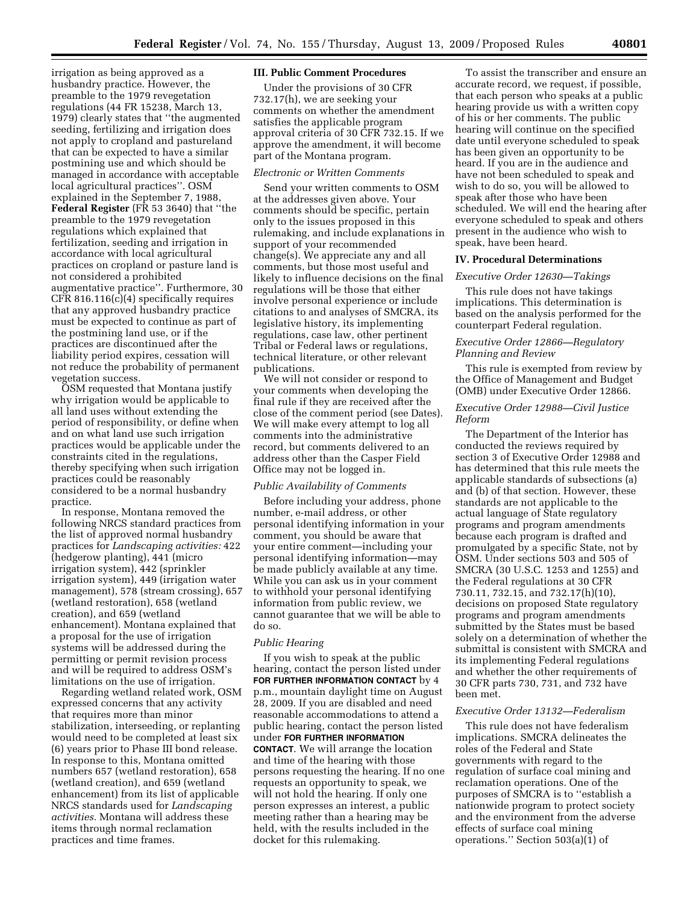irrigation as being approved as a husbandry practice. However, the preamble to the 1979 revegetation regulations (44 FR 15238, March 13, 1979) clearly states that ''the augmented seeding, fertilizing and irrigation does not apply to cropland and pastureland that can be expected to have a similar postmining use and which should be managed in accordance with acceptable local agricultural practices''. OSM explained in the September 7, 1988, **Federal Register** (FR 53 3640) that ''the preamble to the 1979 revegetation regulations which explained that fertilization, seeding and irrigation in accordance with local agricultural practices on cropland or pasture land is not considered a prohibited augmentative practice''. Furthermore, 30 CFR 816.116(c)(4) specifically requires that any approved husbandry practice must be expected to continue as part of the postmining land use, or if the practices are discontinued after the liability period expires, cessation will not reduce the probability of permanent vegetation success.

OSM requested that Montana justify why irrigation would be applicable to all land uses without extending the period of responsibility, or define when and on what land use such irrigation practices would be applicable under the constraints cited in the regulations, thereby specifying when such irrigation practices could be reasonably considered to be a normal husbandry practice.

In response, Montana removed the following NRCS standard practices from the list of approved normal husbandry practices for *Landscaping activities:* 422 (hedgerow planting), 441 (micro irrigation system), 442 (sprinkler irrigation system), 449 (irrigation water management), 578 (stream crossing), 657 (wetland restoration), 658 (wetland creation), and 659 (wetland enhancement). Montana explained that a proposal for the use of irrigation systems will be addressed during the permitting or permit revision process and will be required to address OSM's limitations on the use of irrigation.

Regarding wetland related work, OSM expressed concerns that any activity that requires more than minor stabilization, interseeding, or replanting would need to be completed at least six (6) years prior to Phase III bond release. In response to this, Montana omitted numbers 657 (wetland restoration), 658 (wetland creation), and 659 (wetland enhancement) from its list of applicable NRCS standards used for *Landscaping activities.* Montana will address these items through normal reclamation practices and time frames.

## III. Public Comment Procedures

Under the provisions of 30 CFR 732.17(h), we are seeking your comments on whether the amendment satisfies the applicable program approval criteria of 30 CFR 732.15. If we approve the amendment, it will become part of the Montana program.

### *Electronic or Written Comments*

Send your written comments to OSM at the addresses given above. Your comments should be specific, pertain only to the issues proposed in this rulemaking, and include explanations in support of your recommended change(s). We appreciate any and all comments, but those most useful and likely to influence decisions on the final regulations will be those that either involve personal experience or include citations to and analyses of SMCRA, its legislative history, its implementing regulations, case law, other pertinent Tribal or Federal laws or regulations, technical literature, or other relevant publications.

We will not consider or respond to your comments when developing the final rule if they are received after the close of the comment period (see Dates). We will make every attempt to log all comments into the administrative record, but comments delivered to an address other than the Casper Field Office may not be logged in.

### *Public Availability of Comments*

Before including your address, phone number, e-mail address, or other personal identifying information in your comment, you should be aware that your entire comment—including your personal identifying information—may be made publicly available at any time. While you can ask us in your comment to withhold your personal identifying information from public review, we cannot guarantee that we will be able to do so.

### *Public Hearing*

If you wish to speak at the public hearing, contact the person listed under **FOR FURTHER INFORMATION CONTACT** by 4 p.m., mountain daylight time on August 28, 2009. If you are disabled and need reasonable accommodations to attend a public hearing, contact the person listed under **FOR FURTHER INFORMATION CONTACT**. We will arrange the location and time of the hearing with those persons requesting the hearing. If no one requests an opportunity to speak, we will not hold the hearing. If only one person expresses an interest, a public meeting rather than a hearing may be held, with the results included in the docket for this rulemaking.

To assist the transcriber and ensure an accurate record, we request, if possible, that each person who speaks at a public hearing provide us with a written copy of his or her comments. The public hearing will continue on the specified date until everyone scheduled to speak has been given an opportunity to be heard. If you are in the audience and have not been scheduled to speak and wish to do so, you will be allowed to speak after those who have been scheduled. We will end the hearing after everyone scheduled to speak and others present in the audience who wish to speak, have been heard.

## IV. Procedural Determinations

### *Executive Order 12630—Takings*

This rule does not have takings implications. This determination is based on the analysis performed for the counterpart Federal regulation.

### *Executive Order 12866—Regulatory Planning and Review*

This rule is exempted from review by the Office of Management and Budget (OMB) under Executive Order 12866.

### *Executive Order 12988—Civil Justice Reform*

The Department of the Interior has conducted the reviews required by section 3 of Executive Order 12988 and has determined that this rule meets the applicable standards of subsections (a) and (b) of that section. However, these standards are not applicable to the actual language of State regulatory programs and program amendments because each program is drafted and promulgated by a specific State, not by OSM. Under sections 503 and 505 of SMCRA (30 U.S.C. 1253 and 1255) and the Federal regulations at 30 CFR 730.11, 732.15, and 732.17(h)(10), decisions on proposed State regulatory programs and program amendments submitted by the States must be based solely on a determination of whether the submittal is consistent with SMCRA and its implementing Federal regulations and whether the other requirements of 30 CFR parts 730, 731, and 732 have been met.

### *Executive Order 13132—Federalism*

This rule does not have federalism implications. SMCRA delineates the roles of the Federal and State governments with regard to the regulation of surface coal mining and reclamation operations. One of the purposes of SMCRA is to ''establish a nationwide program to protect society and the environment from the adverse effects of surface coal mining operations.'' Section 503(a)(1) of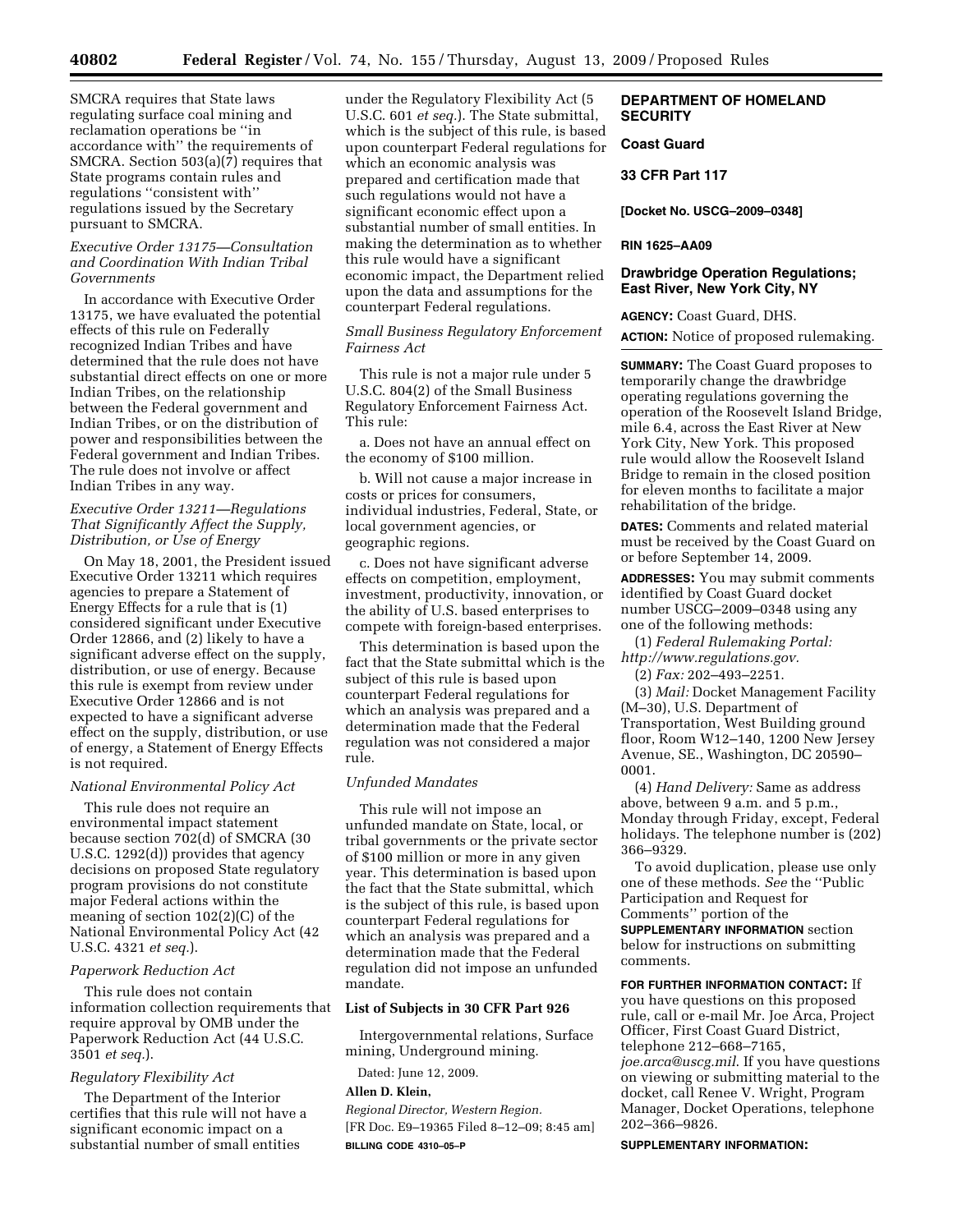SMCRA requires that State laws regulating surface coal mining and reclamation operations be ''in accordance with'' the requirements of SMCRA. Section 503(a)(7) requires that State programs contain rules and regulations ''consistent with'' regulations issued by the Secretary pursuant to SMCRA.

*Executive Order 13175—Consultation and Coordination With Indian Tribal Governments*

In accordance with Executive Order 13175, we have evaluated the potential effects of this rule on Federally recognized Indian Tribes and have determined that the rule does not have substantial direct effects on one or more Indian Tribes, on the relationship between the Federal government and Indian Tribes, or on the distribution of power and responsibilities between the Federal government and Indian Tribes. The rule does not involve or affect Indian Tribes in any way.

*Executive Order 13211—Regulations That Significantly Affect the Supply, Distribution, or Use of Energy*

On May 18, 2001, the President issued Executive Order 13211 which requires agencies to prepare a Statement of Energy Effects for a rule that is (1) considered significant under Executive Order 12866, and (2) likely to have a significant adverse effect on the supply, distribution, or use of energy. Because this rule is exempt from review under Executive Order 12866 and is not expected to have a significant adverse effect on the supply, distribution, or use of energy, a Statement of Energy Effects is not required.

*National Environmental Policy Act*

This rule does not require an environmental impact statement because section 702(d) of SMCRA (30 U.S.C. 1292(d)) provides that agency decisions on proposed State regulatory program provisions do not constitute major Federal actions within the meaning of section 102(2)(C) of the National Environmental Policy Act (42 U.S.C. 4321 *et seq.*).

*Paperwork Reduction Act*

This rule does not contain information collection requirements that require approval by OMB under the Paperwork Reduction Act (44 U.S.C. 3501 *et seq.*).

*Regulatory Flexibility Act*

The Department of the Interior certifies that this rule will not have a significant economic impact on a substantial number of small entities under the Regulatory Flexibility Act (5 U.S.C. 601 *et seq.*). The State submittal, which is the subject of this rule, is based upon counterpart Federal regulations for which an economic analysis was prepared and certification made that such regulations would not have a significant economic effect upon a substantial number of small entities. In making the determination as to whether this rule would have a significant economic impact, the Department relied upon the data and assumptions for the counterpart Federal regulations.

*Small Business Regulatory Enforcement Fairness Act*

This rule is not a major rule under 5 U.S.C. 804(2) of the Small Business Regulatory Enforcement Fairness Act. This rule:

a. Does not have an annual effect on the economy of $100 million.

b. Will not cause a major increase in costs or prices for consumers, individual industries, Federal, State, or local government agencies, or geographic regions.

c. Does not have significant adverse effects on competition, employment, investment, productivity, innovation, or the ability of U.S. based enterprises to compete with foreign-based enterprises.

This determination is based upon the fact that the State submittal which is the subject of this rule is based upon counterpart Federal regulations for which an analysis was prepared and a determination made that the Federal regulation was not considered a major rule.

*Unfunded Mandates*

This rule will not impose an unfunded mandate on State, local, or tribal governments or the private sector of $100 million or more in any given year. This determination is based upon the fact that the State submittal, which is the subject of this rule, is based upon counterpart Federal regulations for which an analysis was prepared and a determination made that the Federal regulation did not impose an unfunded mandate.

**List of Subjects in 30 CFR Part 926**

Intergovernmental relations, Surface mining, Underground mining.

Dated: June 12, 2009.

**Allen D. Klein,**

*Regional Director, Western Region.*

[FR Doc. E9–19365 Filed 8–12–09; 8:45 am]

**BILLING CODE 4310–05–P**

**DEPARTMENT OF HOMELAND SECURITY**

**Coast Guard**

**33 CFR Part 117**

**[Docket No. USCG–2009–0348]**

**RIN 1625–AA09**

**Drawbridge Operation Regulations; East River, New York City, NY**

**AGENCY:** Coast Guard, DHS.

**ACTION:** Notice of proposed rulemaking.

**SUMMARY:** The Coast Guard proposes to temporarily change the drawbridge operating regulations governing the operation of the Roosevelt Island Bridge, mile 6.4, across the East River at New York City, New York. This proposed rule would allow the Roosevelt Island Bridge to remain in the closed position for eleven months to facilitate a major rehabilitation of the bridge.

**DATES:** Comments and related material must be received by the Coast Guard on or before September 14, 2009.

**ADDRESSES:** You may submit comments identified by Coast Guard docket number USCG–2009–0348 using any one of the following methods:

(1) *Federal Rulemaking Portal: http://www.regulations.gov.*

(2) *Fax:* 202–493–2251.

(3) *Mail:* Docket Management Facility (M–30), U.S. Department of Transportation, West Building ground floor, Room W12–140, 1200 New Jersey Avenue, SE., Washington, DC 20590–0001.

(4) *Hand Delivery:* Same as address above, between 9 a.m. and 5 p.m., Monday through Friday, except, Federal holidays. The telephone number is (202) 366–9329.

To avoid duplication, please use only one of these methods. *See* the ''Public Participation and Request for Comments'' portion of the **SUPPLEMENTARY INFORMATION** section below for instructions on submitting comments.

**FOR FURTHER INFORMATION CONTACT:** If you have questions on this proposed rule, call or e-mail Mr. Joe Arca, Project Officer, First Coast Guard District, telephone 212–668–7165, *joe.arca@uscg.mil*. If you have questions on viewing or submitting material to the docket, call Renee V. Wright, Program Manager, Docket Operations, telephone 202–366–9826.

**SUPPLEMENTARY INFORMATION:**